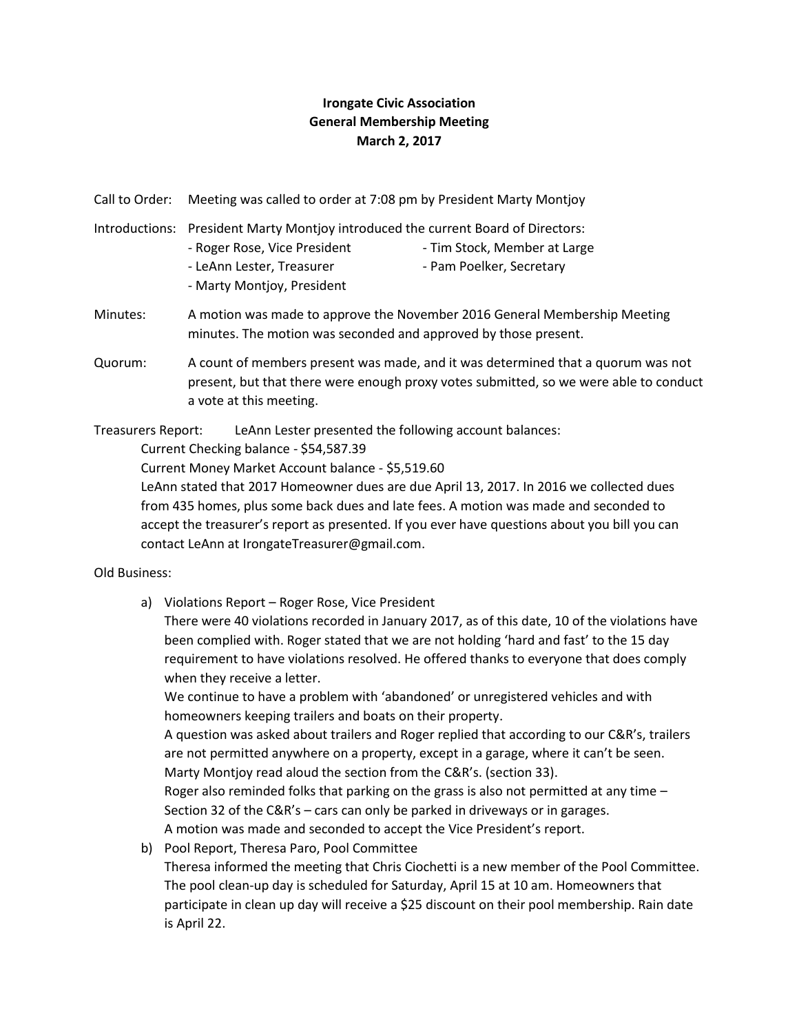**Irongate Civic Association**
**General Membership Meeting**
**March 2, 2017**

Call to Order: Meeting was called to order at 7:08 pm by President Marty Montjoy

Introductions: President Marty Montjoy introduced the current Board of Directors:
- Roger Rose, Vice President
- Tim Stock, Member at Large
- LeAnn Lester, Treasurer
- Pam Poelker, Secretary
- Marty Montjoy, President

Minutes: A motion was made to approve the November 2016 General Membership Meeting minutes. The motion was seconded and approved by those present.

Quorum: A count of members present was made, and it was determined that a quorum was not present, but that there were enough proxy votes submitted, so we were able to conduct a vote at this meeting.

Treasurers Report: LeAnn Lester presented the following account balances:

Current Checking balance - $54,587.39

Current Money Market Account balance - $5,519.60

LeAnn stated that 2017 Homeowner dues are due April 13, 2017. In 2016 we collected dues from 435 homes, plus some back dues and late fees. A motion was made and seconded to accept the treasurer's report as presented. If you ever have questions about you bill you can contact LeAnn at IrongateTreasurer@gmail.com.

Old Business:

a) Violations Report – Roger Rose, Vice President

   There were 40 violations recorded in January 2017, as of this date, 10 of the violations have been complied with. Roger stated that we are not holding 'hard and fast' to the 15 day requirement to have violations resolved. He offered thanks to everyone that does comply when they receive a letter.

   We continue to have a problem with 'abandoned' or unregistered vehicles and with homeowners keeping trailers and boats on their property.

   A question was asked about trailers and Roger replied that according to our C&R's, trailers are not permitted anywhere on a property, except in a garage, where it can't be seen. Marty Montjoy read aloud the section from the C&R's. (section 33).

   Roger also reminded folks that parking on the grass is also not permitted at any time – Section 32 of the C&R's – cars can only be parked in driveways or in garages.

   A motion was made and seconded to accept the Vice President's report.

b) Pool Report, Theresa Paro, Pool Committee

   Theresa informed the meeting that Chris Ciochetti is a new member of the Pool Committee. The pool clean-up day is scheduled for Saturday, April 15 at 10 am. Homeowners that participate in clean up day will receive a $25 discount on their pool membership. Rain date is April 22.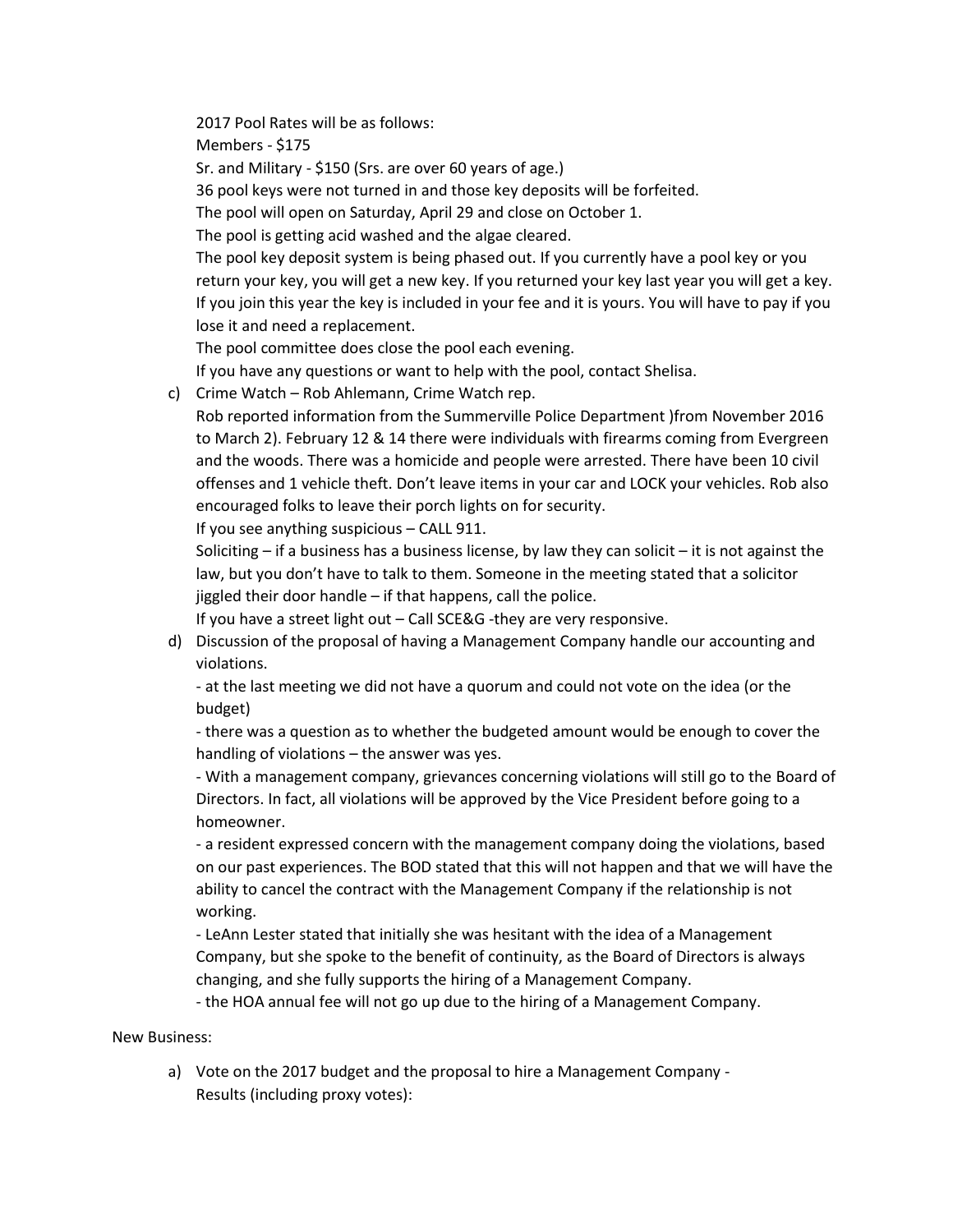2017 Pool Rates will be as follows:

Members - $175

Sr. and Military - $150 (Srs. are over 60 years of age.)

36 pool keys were not turned in and those key deposits will be forfeited.

The pool will open on Saturday, April 29 and close on October 1.

The pool is getting acid washed and the algae cleared.

The pool key deposit system is being phased out. If you currently have a pool key or you return your key, you will get a new key. If you returned your key last year you will get a key. If you join this year the key is included in your fee and it is yours. You will have to pay if you lose it and need a replacement.

The pool committee does close the pool each evening.

If you have any questions or want to help with the pool, contact Shelisa.

c) Crime Watch – Rob Ahlemann, Crime Watch rep.

Rob reported information from the Summerville Police Department )from November 2016 to March 2). February 12 & 14 there were individuals with firearms coming from Evergreen and the woods. There was a homicide and people were arrested. There have been 10 civil offenses and 1 vehicle theft. Don't leave items in your car and LOCK your vehicles. Rob also encouraged folks to leave their porch lights on for security.

If you see anything suspicious – CALL 911.

Soliciting – if a business has a business license, by law they can solicit – it is not against the law, but you don't have to talk to them. Someone in the meeting stated that a solicitor jiggled their door handle – if that happens, call the police.

If you have a street light out – Call SCE&G -they are very responsive.

d) Discussion of the proposal of having a Management Company handle our accounting and violations.

- at the last meeting we did not have a quorum and could not vote on the idea (or the budget)
- there was a question as to whether the budgeted amount would be enough to cover the handling of violations – the answer was yes.
- With a management company, grievances concerning violations will still go to the Board of Directors. In fact, all violations will be approved by the Vice President before going to a homeowner.
- a resident expressed concern with the management company doing the violations, based on our past experiences. The BOD stated that this will not happen and that we will have the ability to cancel the contract with the Management Company if the relationship is not working.
- LeAnn Lester stated that initially she was hesitant with the idea of a Management Company, but she spoke to the benefit of continuity, as the Board of Directors is always changing, and she fully supports the hiring of a Management Company.
- the HOA annual fee will not go up due to the hiring of a Management Company.

New Business:

a) Vote on the 2017 budget and the proposal to hire a Management Company - Results (including proxy votes):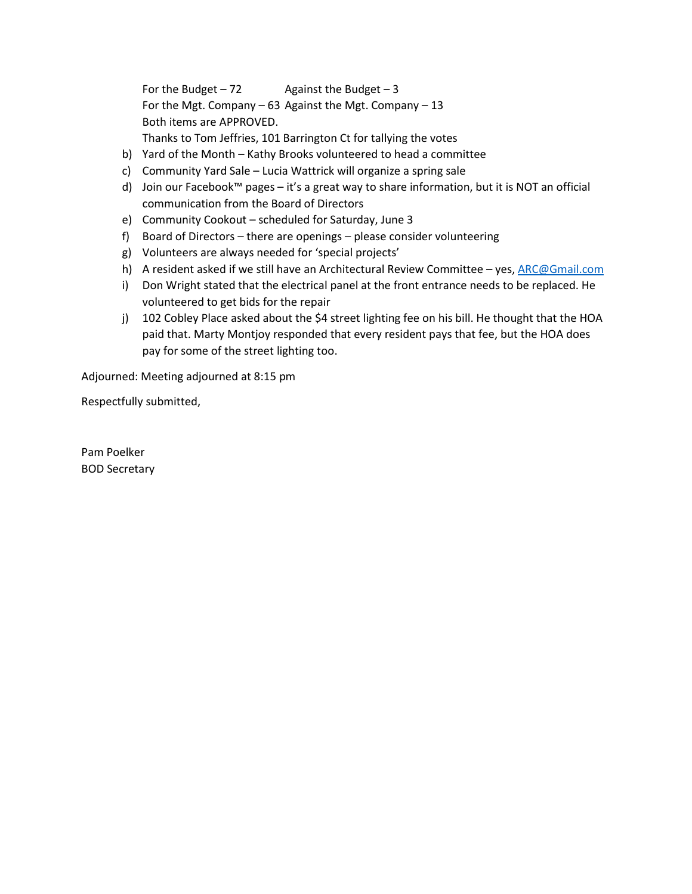For the Budget – 72 Against the Budget – 3
For the Mgt. Company – 63 Against the Mgt. Company – 13
Both items are APPROVED.
Thanks to Tom Jeffries, 101 Barrington Ct for tallying the votes

b) Yard of the Month – Kathy Brooks volunteered to head a committee
c) Community Yard Sale – Lucia Wattrick will organize a spring sale
d) Join our Facebook™ pages – it's a great way to share information, but it is NOT an official communication from the Board of Directors
e) Community Cookout – scheduled for Saturday, June 3
f) Board of Directors – there are openings – please consider volunteering
g) Volunteers are always needed for 'special projects'
h) A resident asked if we still have an Architectural Review Committee – yes, ARC@Gmail.com
i) Don Wright stated that the electrical panel at the front entrance needs to be replaced. He volunteered to get bids for the repair
j) 102 Cobley Place asked about the $4 street lighting fee on his bill. He thought that the HOA paid that. Marty Montjoy responded that every resident pays that fee, but the HOA does pay for some of the street lighting too.

Adjourned: Meeting adjourned at 8:15 pm

Respectfully submitted,

Pam Poelker
BOD Secretary